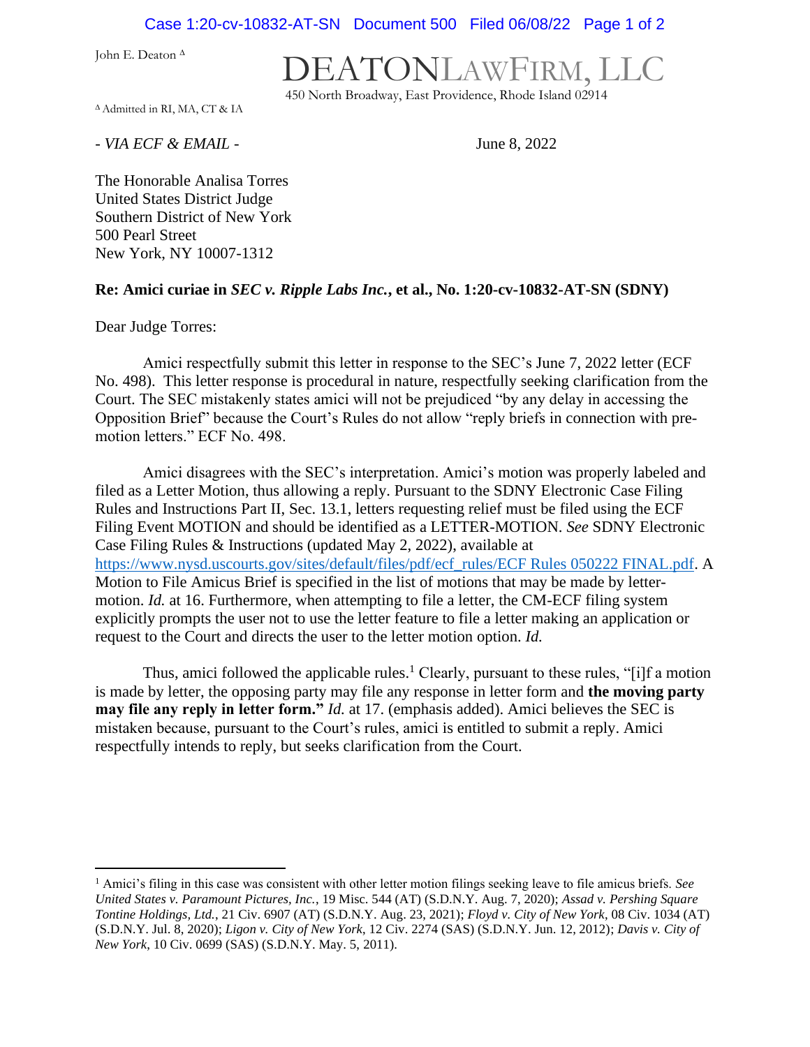John E. Deaton Δ

Δ Admitted in RI, MA, CT & IA

# DEATONLAWFIRM, LLC

450 North Broadway, East Providence, Rhode Island 02914

*- VIA ECF & EMAIL -*

June 8, 2022

The Honorable Analisa Torres
United States District Judge
Southern District of New York
500 Pearl Street
New York, NY 10007-1312

**Re: Amici curiae in *SEC v. Ripple Labs Inc.*, et al., No. 1:20-cv-10832-AT-SN (SDNY)**

Dear Judge Torres:

Amici respectfully submit this letter in response to the SEC's June 7, 2022 letter (ECF No. 498). This letter response is procedural in nature, respectfully seeking clarification from the Court. The SEC mistakenly states amici will not be prejudiced "by any delay in accessing the Opposition Brief" because the Court's Rules do not allow "reply briefs in connection with pre-motion letters." ECF No. 498.

Amici disagrees with the SEC's interpretation. Amici's motion was properly labeled and filed as a Letter Motion, thus allowing a reply. Pursuant to the SDNY Electronic Case Filing Rules and Instructions Part II, Sec. 13.1, letters requesting relief must be filed using the ECF Filing Event MOTION and should be identified as a LETTER-MOTION. *See* SDNY Electronic Case Filing Rules & Instructions (updated May 2, 2022), available at https://www.nysd.uscourts.gov/sites/default/files/pdf/ecf_rules/ECF Rules 050222 FINAL.pdf. A Motion to File Amicus Brief is specified in the list of motions that may be made by letter-motion. *Id.* at 16. Furthermore, when attempting to file a letter, the CM-ECF filing system explicitly prompts the user not to use the letter feature to file a letter making an application or request to the Court and directs the user to the letter motion option. *Id.*

Thus, amici followed the applicable rules.[1] Clearly, pursuant to these rules, "[i]f a motion is made by letter, the opposing party may file any response in letter form and **the moving party may file any reply in letter form."** *Id.* at 17. (emphasis added). Amici believes the SEC is mistaken because, pursuant to the Court's rules, amici is entitled to submit a reply. Amici respectfully intends to reply, but seeks clarification from the Court.

---

[1] Amici's filing in this case was consistent with other letter motion filings seeking leave to file amicus briefs. *See United States v. Paramount Pictures, Inc.*, 19 Misc. 544 (AT) (S.D.N.Y. Aug. 7, 2020); *Assad v. Pershing Square Tontine Holdings, Ltd.*, 21 Civ. 6907 (AT) (S.D.N.Y. Aug. 23, 2021); *Floyd v. City of New York*, 08 Civ. 1034 (AT) (S.D.N.Y. Jul. 8, 2020); *Ligon v. City of New York*, 12 Civ. 2274 (SAS) (S.D.N.Y. Jun. 12, 2012); *Davis v. City of New York*, 10 Civ. 0699 (SAS) (S.D.N.Y. May. 5, 2011).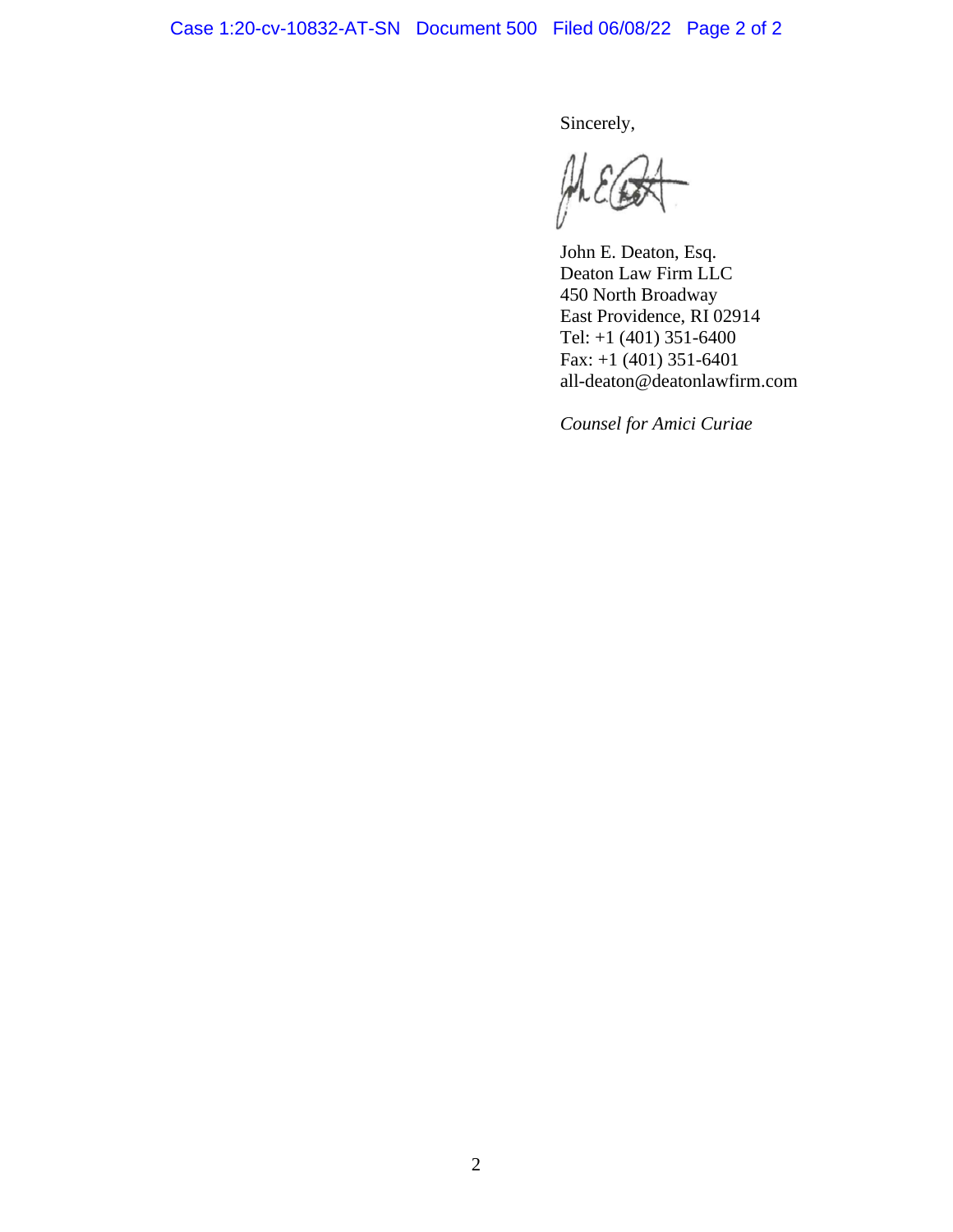Sincerely,

John E. Deaton, Esq.
Deaton Law Firm LLC
450 North Broadway
East Providence, RI 02914
Tel: +1 (401) 351-6400
Fax: +1 (401) 351-6401
all-deaton@deatonlawfirm.com

*Counsel for Amici Curiae*